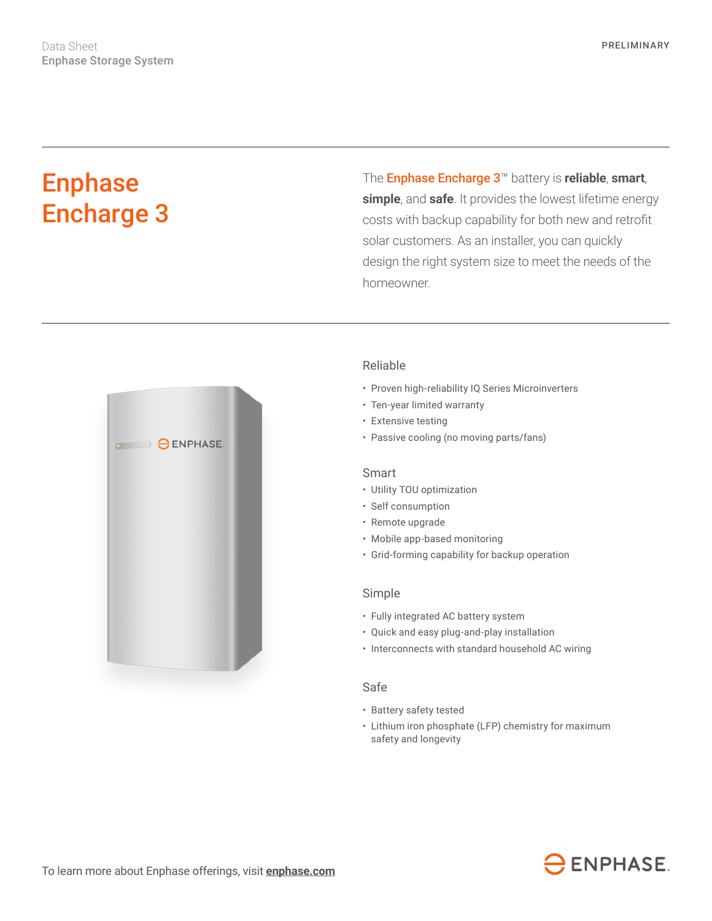Data Sheet
**Enphase Storage System**

PRELIMINARY

# Enphase Encharge 3

The **Enphase Encharge 3**™ battery is **reliable**, **smart**, **simple**, and **safe**. It provides the lowest lifetime energy costs with backup capability for both new and retrofit solar customers. As an installer, you can quickly design the right system size to meet the needs of the homeowner.

## Reliable

- Proven high-reliability IQ Series Microinverters
- Ten-year limited warranty
- Extensive testing
- Passive cooling (no moving parts/fans)

## Smart

- Utility TOU optimization
- Self consumption
- Remote upgrade
- Mobile app-based monitoring
- Grid-forming capability for backup operation

## Simple

- Fully integrated AC battery system
- Quick and easy plug-and-play installation
- Interconnects with standard household AC wiring

## Safe

- Battery safety tested
- Lithium iron phosphate (LFP) chemistry for maximum safety and longevity

To learn more about Enphase offerings, visit **enphase.com**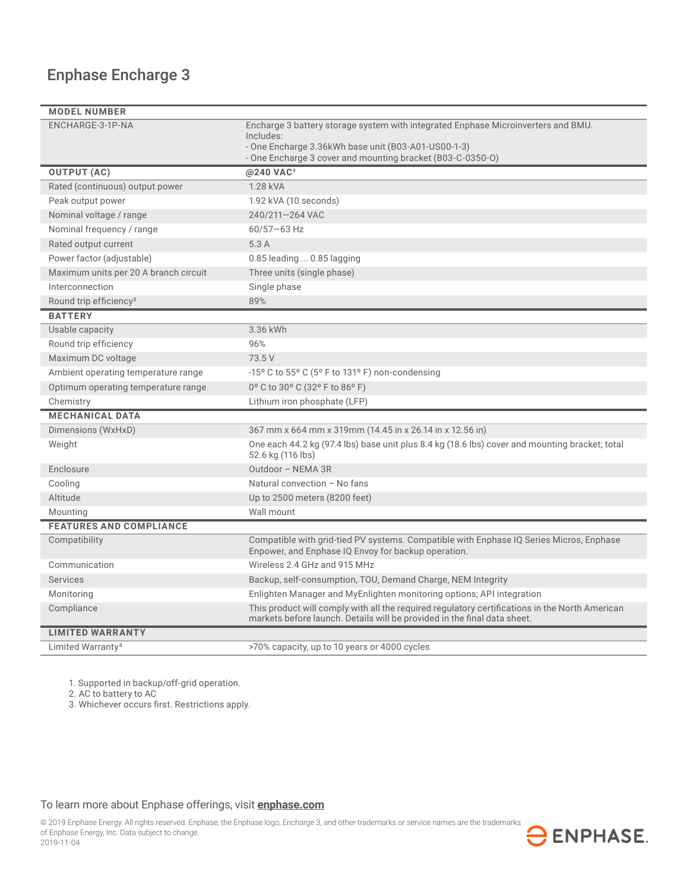# Enphase Encharge 3

| | |
|---|---|
| **MODEL NUMBER** | |
| ENCHARGE-3-1P-NA | Encharge 3 battery storage system with integrated Enphase Microinverters and BMU. Includes:<br>- One Encharge 3.36kWh base unit (B03-A01-US00-1-3)<br>- One Encharge 3 cover and mounting bracket (B03-C-0350-O) |
| **OUTPUT (AC)** | **@240 VAC[1]** |
| Rated (continuous) output power | 1.28 kVA |
| Peak output power | 1.92 kVA (10 seconds) |
| Nominal voltage / range | 240/211—264 VAC |
| Nominal frequency / range | 60/57—63 Hz |
| Rated output current | 5.3 A |
| Power factor (adjustable) | 0.85 leading ... 0.85 lagging |
| Maximum units per 20 A branch circuit | Three units (single phase) |
| Interconnection | Single phase |
| Round trip efficiency[2] | 89% |
| **BATTERY** | |
| Usable capacity | 3.36 kWh |
| Round trip efficiency | 96% |
| Maximum DC voltage | 73.5 V |
| Ambient operating temperature range | -15° C to 55° C (5° F to 131° F) non-condensing |
| Optimum operating temperature range | 0° C to 30° C (32° F to 86° F) |
| Chemistry | Lithium iron phosphate (LFP) |
| **MECHANICAL DATA** | |
| Dimensions (WxHxD) | 367 mm x 664 mm x 319mm (14.45 in x 26.14 in x 12.56 in) |
| Weight | One each 44.2 kg (97.4 lbs) base unit plus 8.4 kg (18.6 lbs) cover and mounting bracket; total 52.6 kg (116 lbs) |
| Enclosure | Outdoor – NEMA 3R |
| Cooling | Natural convection – No fans |
| Altitude | Up to 2500 meters (8200 feet) |
| Mounting | Wall mount |
| **FEATURES AND COMPLIANCE** | |
| Compatibility | Compatible with grid-tied PV systems. Compatible with Enphase IQ Series Micros, Enphase Enpower, and Enphase IQ Envoy for backup operation. |
| Communication | Wireless 2.4 GHz and 915 MHz |
| Services | Backup, self-consumption, TOU, Demand Charge, NEM Integrity |
| Monitoring | Enlighten Manager and MyEnlighten monitoring options; API integration |
| Compliance | This product will comply with all the required regulatory certifications in the North American markets before launch. Details will be provided in the final data sheet. |
| **LIMITED WARRANTY** | |
| Limited Warranty[3] | >70% capacity, up to 10 years or 4000 cycles |

1. Supported in backup/off-grid operation.
2. AC to battery to AC
3. Whichever occurs first. Restrictions apply.

To learn more about Enphase offerings, visit **enphase.com**

© 2019 Enphase Energy. All rights reserved. Enphase, the Enphase logo, Encharge 3, and other trademarks or service names are the trademarks of Enphase Energy, Inc. Data subject to change.
2019-11-04

ENPHASE.